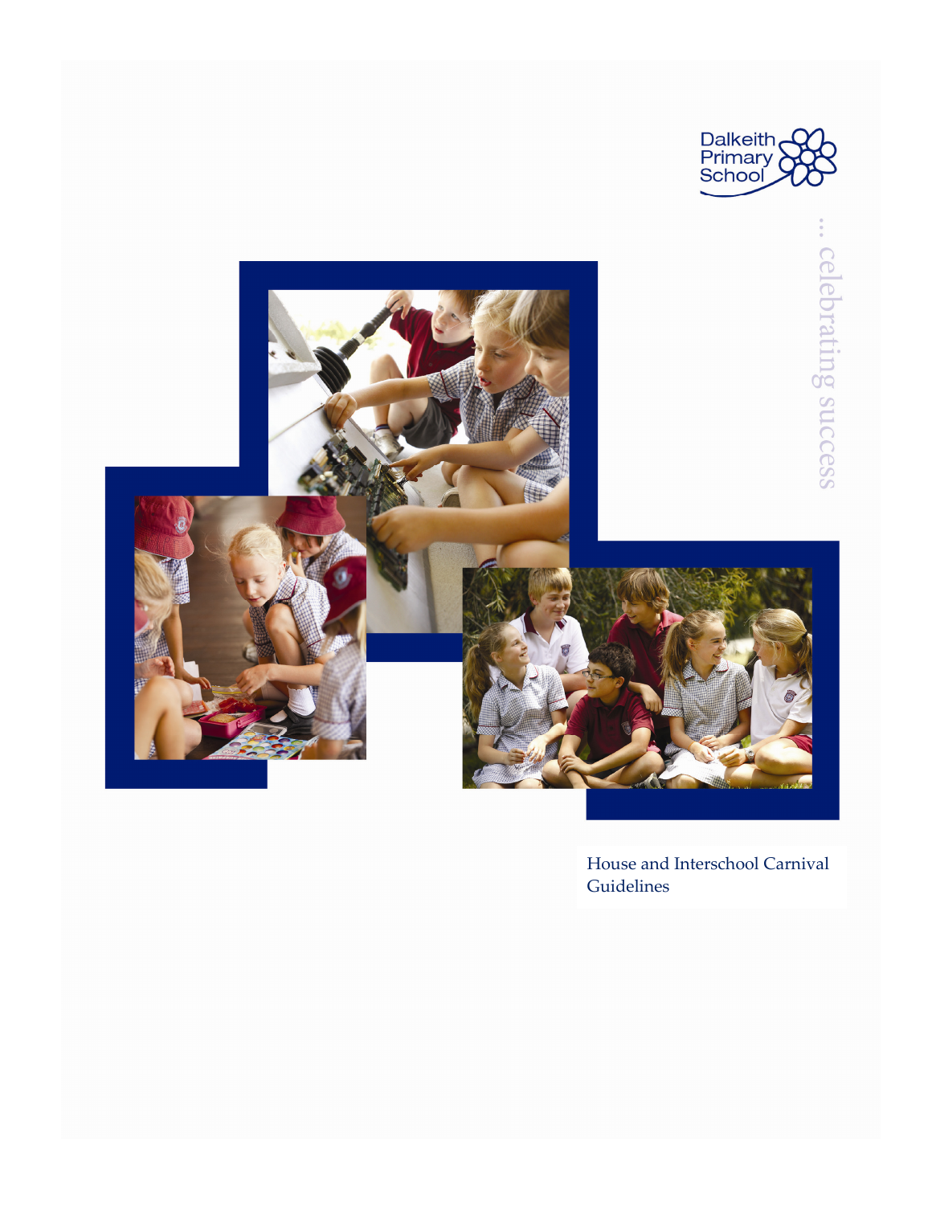Dalkeith Primary School

... celebrating success

# House and Interschool Carnival Guidelines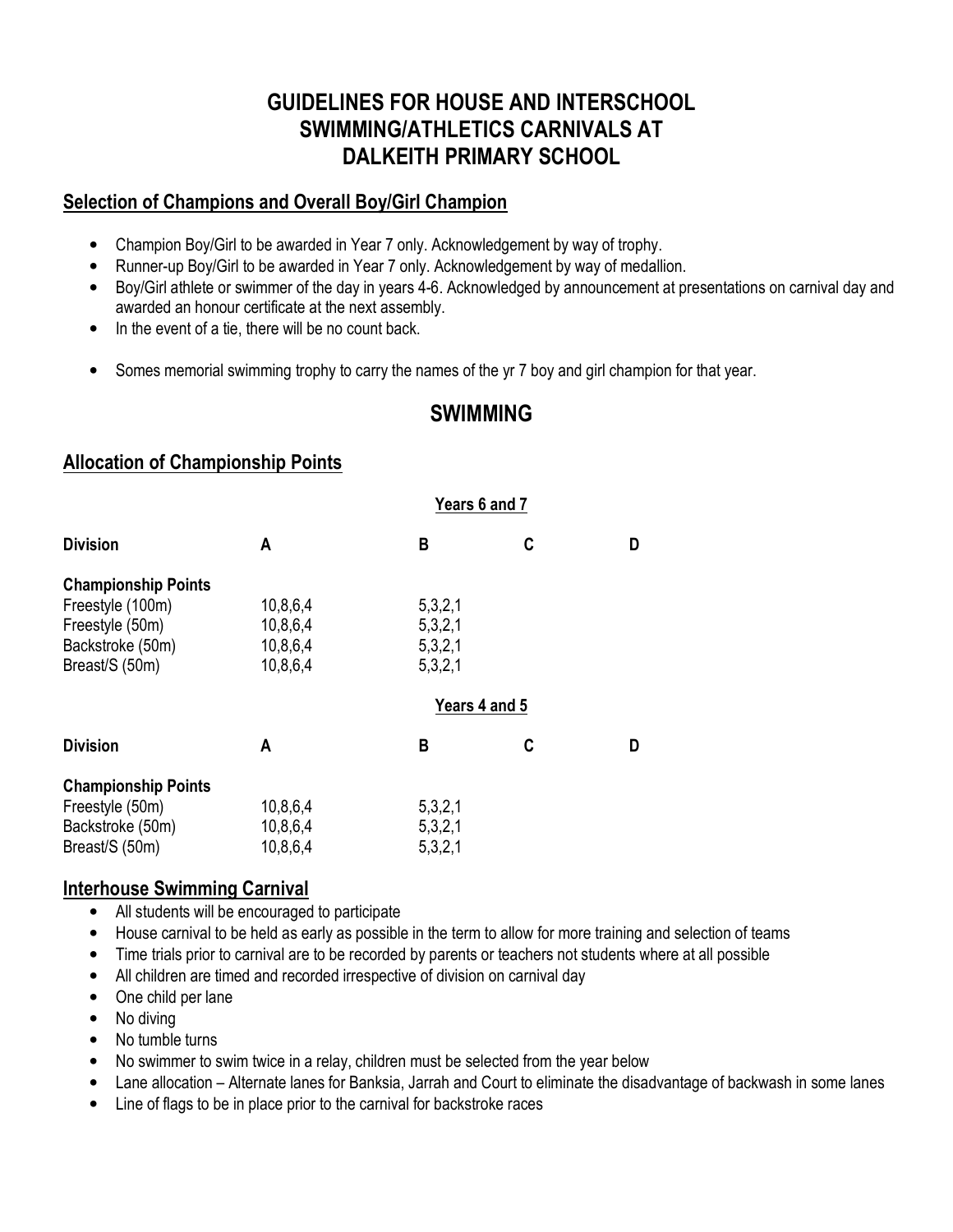# GUIDELINES FOR HOUSE AND INTERSCHOOL SWIMMING/ATHLETICS CARNIVALS AT DALKEITH PRIMARY SCHOOL

## Selection of Champions and Overall Boy/Girl Champion

- Champion Boy/Girl to be awarded in Year 7 only. Acknowledgement by way of trophy.
- Runner-up Boy/Girl to be awarded in Year 7 only. Acknowledgement by way of medallion.
- Boy/Girl athlete or swimmer of the day in years 4-6. Acknowledged by announcement at presentations on carnival day and awarded an honour certificate at the next assembly.
- In the event of a tie, there will be no count back.

- Somes memorial swimming trophy to carry the names of the yr 7 boy and girl champion for that year.

## SWIMMING

### Allocation of Championship Points

**Years 6 and 7**

| Division | A | B | C | D |
|---|---|---|---|---|
| **Championship Points** | | | | |
| Freestyle (100m) | 10,8,6,4 | 5,3,2,1 | | |
| Freestyle (50m) | 10,8,6,4 | 5,3,2,1 | | |
| Backstroke (50m) | 10,8,6,4 | 5,3,2,1 | | |
| Breast/S (50m) | 10,8,6,4 | 5,3,2,1 | | |

**Years 4 and 5**

| Division | A | B | C | D |
|---|---|---|---|---|
| **Championship Points** | | | | |
| Freestyle (50m) | 10,8,6,4 | 5,3,2,1 | | |
| Backstroke (50m) | 10,8,6,4 | 5,3,2,1 | | |
| Breast/S (50m) | 10,8,6,4 | 5,3,2,1 | | |

### Interhouse Swimming Carnival

- All students will be encouraged to participate
- House carnival to be held as early as possible in the term to allow for more training and selection of teams
- Time trials prior to carnival are to be recorded by parents or teachers not students where at all possible
- All children are timed and recorded irrespective of division on carnival day
- One child per lane
- No diving
- No tumble turns
- No swimmer to swim twice in a relay, children must be selected from the year below
- Lane allocation – Alternate lanes for Banksia, Jarrah and Court to eliminate the disadvantage of backwash in some lanes
- Line of flags to be in place prior to the carnival for backstroke races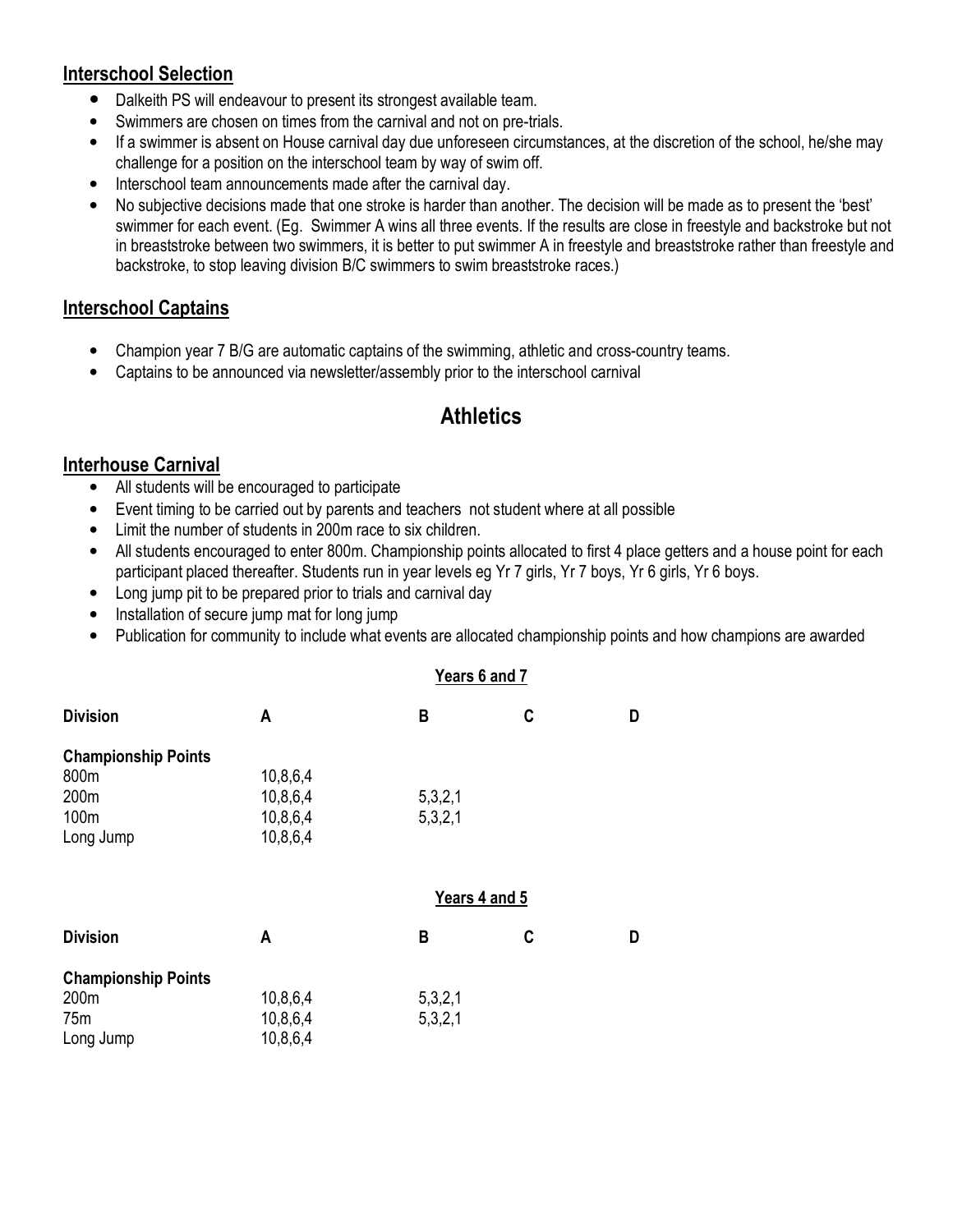### Interschool Selection

- Dalkeith PS will endeavour to present its strongest available team.
- Swimmers are chosen on times from the carnival and not on pre-trials.
- If a swimmer is absent on House carnival day due unforeseen circumstances, at the discretion of the school, he/she may challenge for a position on the interschool team by way of swim off.
- Interschool team announcements made after the carnival day.
- No subjective decisions made that one stroke is harder than another. The decision will be made as to present the 'best' swimmer for each event. (Eg. Swimmer A wins all three events. If the results are close in freestyle and backstroke but not in breaststroke between two swimmers, it is better to put swimmer A in freestyle and breaststroke rather than freestyle and backstroke, to stop leaving division B/C swimmers to swim breaststroke races.)

### Interschool Captains

- Champion year 7 B/G are automatic captains of the swimming, athletic and cross-country teams.
- Captains to be announced via newsletter/assembly prior to the interschool carnival

## Athletics

### Interhouse Carnival

- All students will be encouraged to participate
- Event timing to be carried out by parents and teachers not student where at all possible
- Limit the number of students in 200m race to six children.
- All students encouraged to enter 800m. Championship points allocated to first 4 place getters and a house point for each participant placed thereafter. Students run in year levels eg Yr 7 girls, Yr 7 boys, Yr 6 girls, Yr 6 boys.
- Long jump pit to be prepared prior to trials and carnival day
- Installation of secure jump mat for long jump
- Publication for community to include what events are allocated championship points and how champions are awarded

**Years 6 and 7**

| Division | A | B | C | D |
|---|---|---|---|---|
| **Championship Points** | | | | |
| 800m | 10,8,6,4 | | | |
| 200m | 10,8,6,4 | 5,3,2,1 | | |
| 100m | 10,8,6,4 | 5,3,2,1 | | |
| Long Jump | 10,8,6,4 | | | |

**Years 4 and 5**

| Division | A | B | C | D |
|---|---|---|---|---|
| **Championship Points** | | | | |
| 200m | 10,8,6,4 | 5,3,2,1 | | |
| 75m | 10,8,6,4 | 5,3,2,1 | | |
| Long Jump | 10,8,6,4 | | | |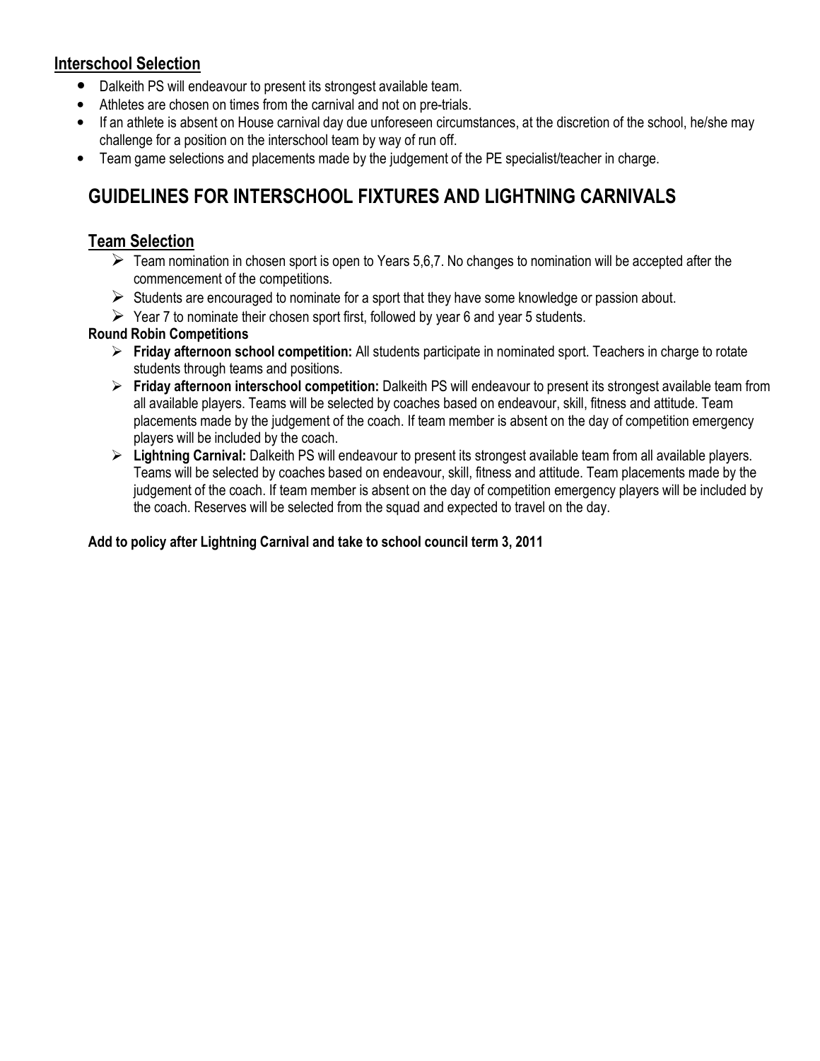## Interschool Selection

- Dalkeith PS will endeavour to present its strongest available team.
- Athletes are chosen on times from the carnival and not on pre-trials.
- If an athlete is absent on House carnival day due unforeseen circumstances, at the discretion of the school, he/she may challenge for a position on the interschool team by way of run off.
- Team game selections and placements made by the judgement of the PE specialist/teacher in charge.

# GUIDELINES FOR INTERSCHOOL FIXTURES AND LIGHTNING CARNIVALS

## Team Selection

- Team nomination in chosen sport is open to Years 5,6,7. No changes to nomination will be accepted after the commencement of the competitions.
- Students are encouraged to nominate for a sport that they have some knowledge or passion about.
- Year 7 to nominate their chosen sport first, followed by year 6 and year 5 students.

**Round Robin Competitions**

- **Friday afternoon school competition:** All students participate in nominated sport. Teachers in charge to rotate students through teams and positions.
- **Friday afternoon interschool competition:** Dalkeith PS will endeavour to present its strongest available team from all available players. Teams will be selected by coaches based on endeavour, skill, fitness and attitude. Team placements made by the judgement of the coach. If team member is absent on the day of competition emergency players will be included by the coach.
- **Lightning Carnival:** Dalkeith PS will endeavour to present its strongest available team from all available players. Teams will be selected by coaches based on endeavour, skill, fitness and attitude. Team placements made by the judgement of the coach. If team member is absent on the day of competition emergency players will be included by the coach. Reserves will be selected from the squad and expected to travel on the day.

**Add to policy after Lightning Carnival and take to school council term 3, 2011**